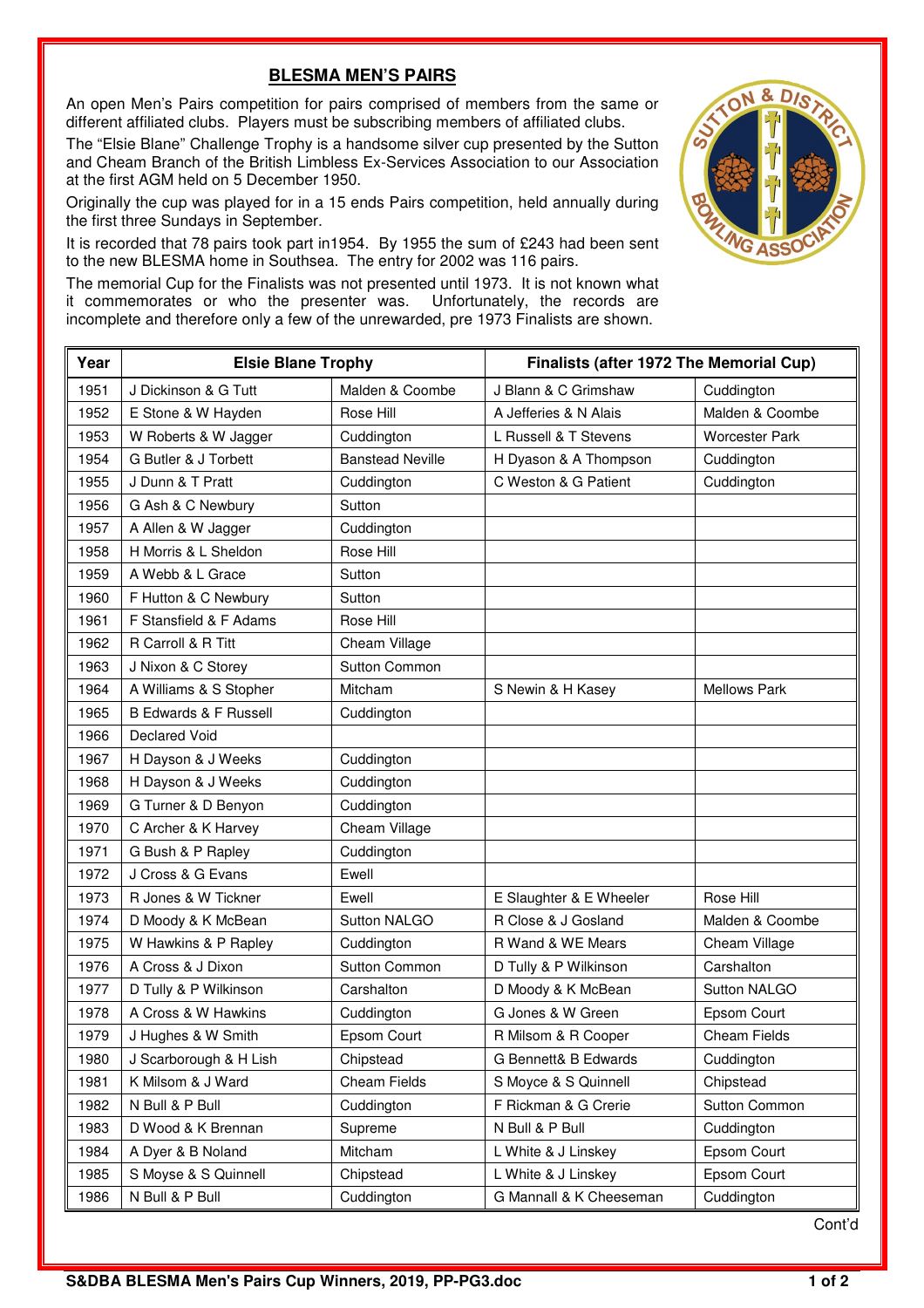## BLESMA MEN'S PAIRS

An open Men's Pairs competition for pairs comprised of members from the same or different affiliated clubs. Players must be subscribing members of affiliated clubs.

The "Elsie Blane" Challenge Trophy is a handsome silver cup presented by the Sutton and Cheam Branch of the British Limbless Ex-Services Association to our Association at the first AGM held on 5 December 1950.

Originally the cup was played for in a 15 ends Pairs competition, held annually during the first three Sundays in September.

It is recorded that 78 pairs took part in1954. By 1955 the sum of £243 had been sent to the new BLESMA home in Southsea. The entry for 2002 was 116 pairs.

The memorial Cup for the Finalists was not presented until 1973. It is not known what it commemorates or who the presenter was. Unfortunately, the records are incomplete and therefore only a few of the unrewarded, pre 1973 Finalists are shown.

| Year | Elsie Blane Trophy | | Finalists (after 1972 The Memorial Cup) | |
|---|---|---|---|---|
| 1951 | J Dickinson & G Tutt | Malden & Coombe | J Blann & C Grimshaw | Cuddington |
| 1952 | E Stone & W Hayden | Rose Hill | A Jefferies & N Alais | Malden & Coombe |
| 1953 | W Roberts & W Jagger | Cuddington | L Russell & T Stevens | Worcester Park |
| 1954 | G Butler & J Torbett | Banstead Neville | H Dyason & A Thompson | Cuddington |
| 1955 | J Dunn & T Pratt | Cuddington | C Weston & G Patient | Cuddington |
| 1956 | G Ash & C Newbury | Sutton | | |
| 1957 | A Allen & W Jagger | Cuddington | | |
| 1958 | H Morris & L Sheldon | Rose Hill | | |
| 1959 | A Webb & L Grace | Sutton | | |
| 1960 | F Hutton & C Newbury | Sutton | | |
| 1961 | F Stansfield & F Adams | Rose Hill | | |
| 1962 | R Carroll & R Titt | Cheam Village | | |
| 1963 | J Nixon & C Storey | Sutton Common | | |
| 1964 | A Williams & S Stopher | Mitcham | S Newin & H Kasey | Mellows Park |
| 1965 | B Edwards & F Russell | Cuddington | | |
| 1966 | Declared Void | | | |
| 1967 | H Dayson & J Weeks | Cuddington | | |
| 1968 | H Dayson & J Weeks | Cuddington | | |
| 1969 | G Turner & D Benyon | Cuddington | | |
| 1970 | C Archer & K Harvey | Cheam Village | | |
| 1971 | G Bush & P Rapley | Cuddington | | |
| 1972 | J Cross & G Evans | Ewell | | |
| 1973 | R Jones & W Tickner | Ewell | E Slaughter & E Wheeler | Rose Hill |
| 1974 | D Moody & K McBean | Sutton NALGO | R Close & J Gosland | Malden & Coombe |
| 1975 | W Hawkins & P Rapley | Cuddington | R Wand & WE Mears | Cheam Village |
| 1976 | A Cross & J Dixon | Sutton Common | D Tully & P Wilkinson | Carshalton |
| 1977 | D Tully & P Wilkinson | Carshalton | D Moody & K McBean | Sutton NALGO |
| 1978 | A Cross & W Hawkins | Cuddington | G Jones & W Green | Epsom Court |
| 1979 | J Hughes & W Smith | Epsom Court | R Milsom & R Cooper | Cheam Fields |
| 1980 | J Scarborough & H Lish | Chipstead | G Bennett& B Edwards | Cuddington |
| 1981 | K Milsom & J Ward | Cheam Fields | S Moyce & S Quinnell | Chipstead |
| 1982 | N Bull & P Bull | Cuddington | F Rickman & G Crerie | Sutton Common |
| 1983 | D Wood & K Brennan | Supreme | N Bull & P Bull | Cuddington |
| 1984 | A Dyer & B Noland | Mitcham | L White & J Linskey | Epsom Court |
| 1985 | S Moyse & S Quinnell | Chipstead | L White & J Linskey | Epsom Court |
| 1986 | N Bull & P Bull | Cuddington | G Mannall & K Cheeseman | Cuddington |

Cont'd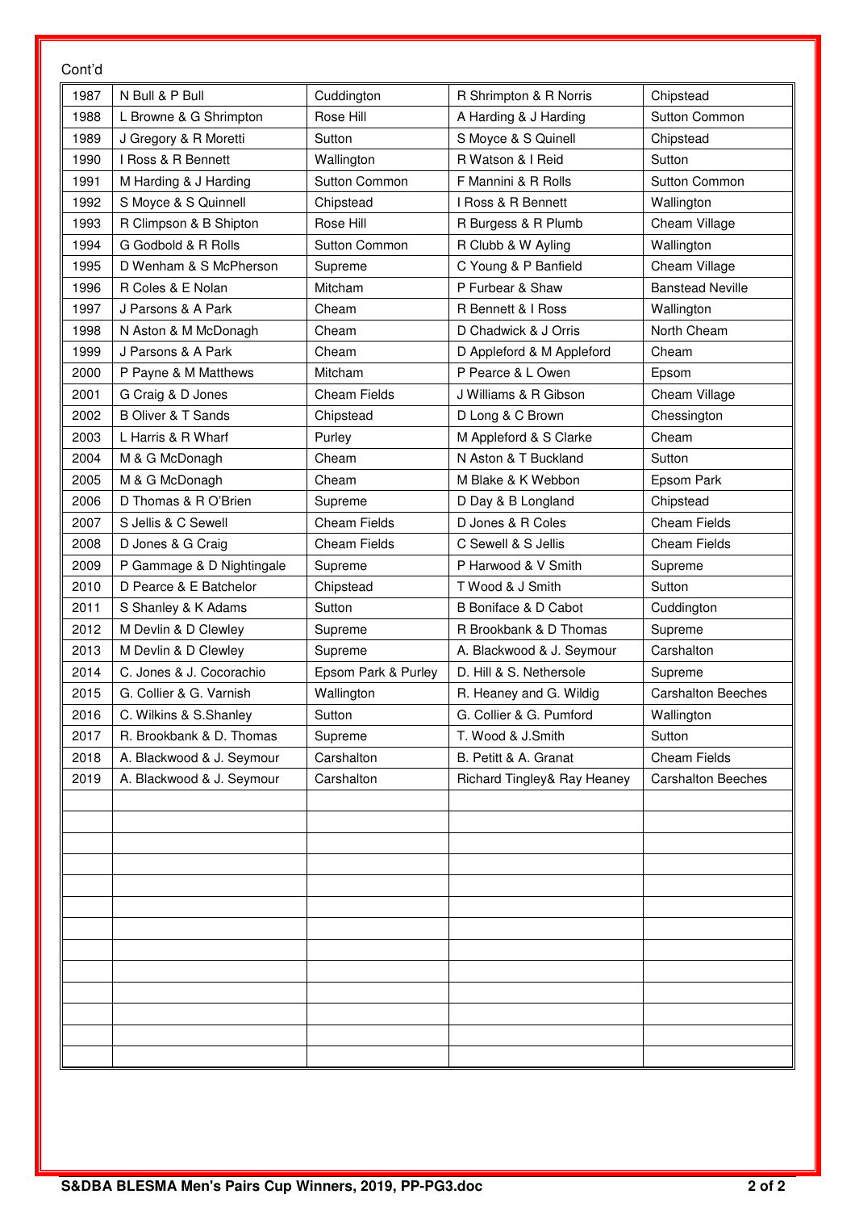Cont'd

| | | | | |
|---|---|---|---|---|
| 1987 | N Bull & P Bull | Cuddington | R Shrimpton & R Norris | Chipstead |
| 1988 | L Browne & G Shrimpton | Rose Hill | A Harding & J Harding | Sutton Common |
| 1989 | J Gregory & R Moretti | Sutton | S Moyce & S Quinell | Chipstead |
| 1990 | I Ross & R Bennett | Wallington | R Watson & I Reid | Sutton |
| 1991 | M Harding & J Harding | Sutton Common | F Mannini & R Rolls | Sutton Common |
| 1992 | S Moyce & S Quinnell | Chipstead | I Ross & R Bennett | Wallington |
| 1993 | R Climpson & B Shipton | Rose Hill | R Burgess & R Plumb | Cheam Village |
| 1994 | G Godbold & R Rolls | Sutton Common | R Clubb & W Ayling | Wallington |
| 1995 | D Wenham & S McPherson | Supreme | C Young & P Banfield | Cheam Village |
| 1996 | R Coles & E Nolan | Mitcham | P Furbear & Shaw | Banstead Neville |
| 1997 | J Parsons & A Park | Cheam | R Bennett & I Ross | Wallington |
| 1998 | N Aston & M McDonagh | Cheam | D Chadwick & J Orris | North Cheam |
| 1999 | J Parsons & A Park | Cheam | D Appleford & M Appleford | Cheam |
| 2000 | P Payne & M Matthews | Mitcham | P Pearce & L Owen | Epsom |
| 2001 | G Craig & D Jones | Cheam Fields | J Williams & R Gibson | Cheam Village |
| 2002 | B Oliver & T Sands | Chipstead | D Long & C Brown | Chessington |
| 2003 | L Harris & R Wharf | Purley | M Appleford & S Clarke | Cheam |
| 2004 | M & G McDonagh | Cheam | N Aston & T Buckland | Sutton |
| 2005 | M & G McDonagh | Cheam | M Blake & K Webbon | Epsom Park |
| 2006 | D Thomas & R O'Brien | Supreme | D Day & B Longland | Chipstead |
| 2007 | S Jellis & C Sewell | Cheam Fields | D Jones & R Coles | Cheam Fields |
| 2008 | D Jones & G Craig | Cheam Fields | C Sewell & S Jellis | Cheam Fields |
| 2009 | P Gammage & D Nightingale | Supreme | P Harwood & V Smith | Supreme |
| 2010 | D Pearce & E Batchelor | Chipstead | T Wood & J Smith | Sutton |
| 2011 | S Shanley & K Adams | Sutton | B Boniface & D Cabot | Cuddington |
| 2012 | M Devlin & D Clewley | Supreme | R Brookbank & D Thomas | Supreme |
| 2013 | M Devlin & D Clewley | Supreme | A. Blackwood & J. Seymour | Carshalton |
| 2014 | C. Jones & J. Cocorachio | Epsom Park & Purley | D. Hill & S. Nethersole | Supreme |
| 2015 | G. Collier & G. Varnish | Wallington | R. Heaney and G. Wildig | Carshalton Beeches |
| 2016 | C. Wilkins & S.Shanley | Sutton | G. Collier & G. Pumford | Wallington |
| 2017 | R. Brookbank & D. Thomas | Supreme | T. Wood & J.Smith | Sutton |
| 2018 | A. Blackwood & J. Seymour | Carshalton | B. Petitt & A. Granat | Cheam Fields |
| 2019 | A. Blackwood & J. Seymour | Carshalton | Richard Tingley& Ray Heaney | Carshalton Beeches |

S&DBA BLESMA Men's Pairs Cup Winners, 2019, PP-PG3.doc